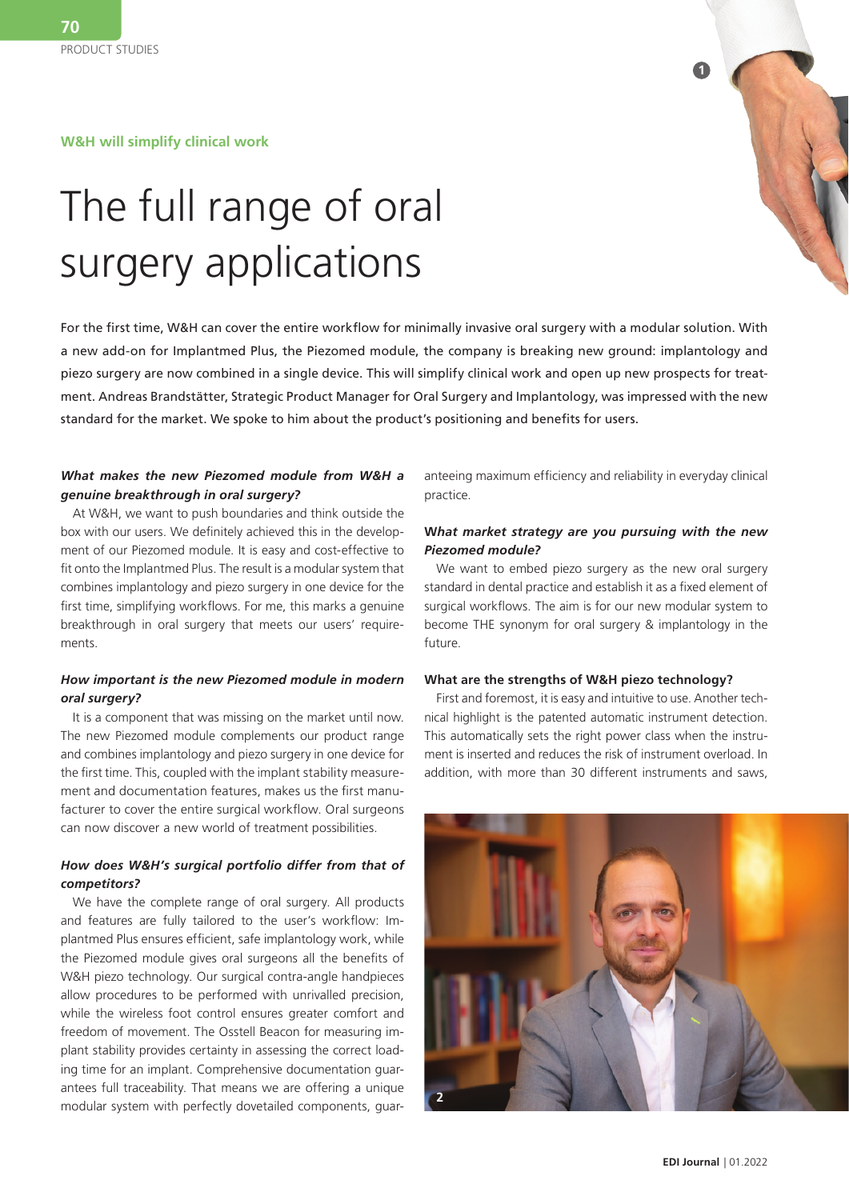**W&H will simplify clinical work**

# The full range of oral surgery applications

For the first time, W&H can cover the entire workflow for minimally invasive oral surgery with a modular solution. With a new add-on for Implantmed Plus, the Piezomed module, the company is breaking new ground: implantology and piezo surgery are now combined in a single device. This will simplify clinical work and open up new prospects for treatment. Andreas Brandstätter, Strategic Product Manager for Oral Surgery and Implantology, was impressed with the new standard for the market. We spoke to him about the product's positioning and benefits for users.

***What makes the new Piezomed module from W&H a genuine breakthrough in oral surgery?***

At W&H, we want to push boundaries and think outside the box with our users. We definitely achieved this in the development of our Piezomed module. It is easy and cost-effective to fit onto the Implantmed Plus. The result is a modular system that combines implantology and piezo surgery in one device for the first time, simplifying workflows. For me, this marks a genuine breakthrough in oral surgery that meets our users' requirements.

***How important is the new Piezomed module in modern oral surgery?***

It is a component that was missing on the market until now. The new Piezomed module complements our product range and combines implantology and piezo surgery in one device for the first time. This, coupled with the implant stability measurement and documentation features, makes us the first manufacturer to cover the entire surgical workflow. Oral surgeons can now discover a new world of treatment possibilities.

***How does W&H's surgical portfolio differ from that of competitors?***

We have the complete range of oral surgery. All products and features are fully tailored to the user's workflow: Implantmed Plus ensures efficient, safe implantology work, while the Piezomed module gives oral surgeons all the benefits of W&H piezo technology. Our surgical contra-angle handpieces allow procedures to be performed with unrivalled precision, while the wireless foot control ensures greater comfort and freedom of movement. The Osstell Beacon for measuring implant stability provides certainty in assessing the correct loading time for an implant. Comprehensive documentation guarantees full traceability. That means we are offering a unique modular system with perfectly dovetailed components, guaranteeing maximum efficiency and reliability in everyday clinical practice.

***What market strategy are you pursuing with the new Piezomed module?***

We want to embed piezo surgery as the new oral surgery standard in dental practice and establish it as a fixed element of surgical workflows. The aim is for our new modular system to become THE synonym for oral surgery & implantology in the future.

**What are the strengths of W&H piezo technology?**

First and foremost, it is easy and intuitive to use. Another technical highlight is the patented automatic instrument detection. This automatically sets the right power class when the instrument is inserted and reduces the risk of instrument overload. In addition, with more than 30 different instruments and saws,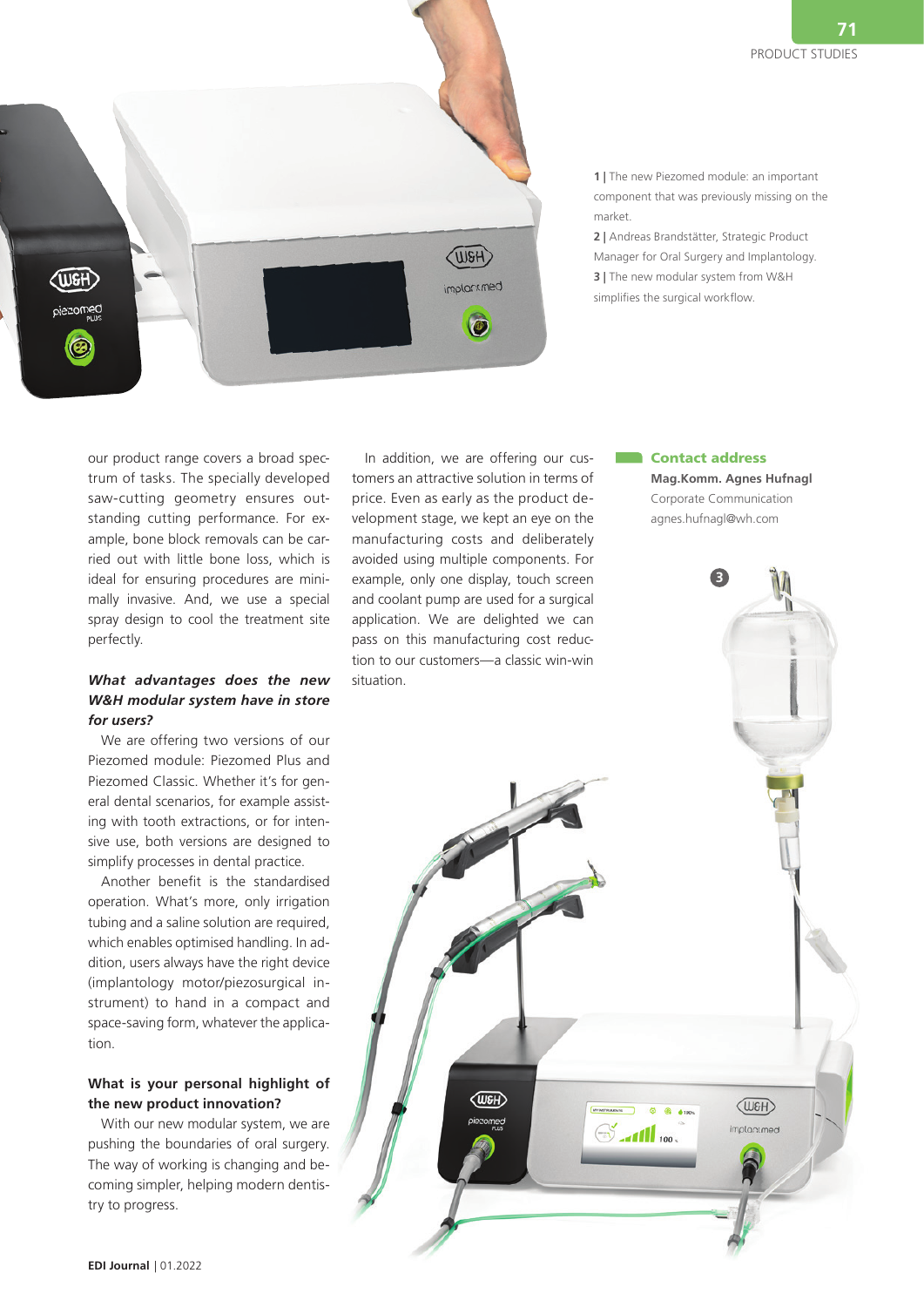1 | The new Piezomed module: an important component that was previously missing on the market.

2 | Andreas Brandstätter, Strategic Product Manager for Oral Surgery and Implantology.

3 | The new modular system from W&H simplifies the surgical workflow.

our product range covers a broad spectrum of tasks. The specially developed saw-cutting geometry ensures outstanding cutting performance. For example, bone block removals can be carried out with little bone loss, which is ideal for ensuring procedures are minimally invasive. And, we use a special spray design to cool the treatment site perfectly.

***What advantages does the new W&H modular system have in store for users?***

We are offering two versions of our Piezomed module: Piezomed Plus and Piezomed Classic. Whether it's for general dental scenarios, for example assisting with tooth extractions, or for intensive use, both versions are designed to simplify processes in dental practice.

Another benefit is the standardised operation. What's more, only irrigation tubing and a saline solution are required, which enables optimised handling. In addition, users always have the right device (implantology motor/piezosurgical instrument) to hand in a compact and space-saving form, whatever the application.

**What is your personal highlight of the new product innovation?**

With our new modular system, we are pushing the boundaries of oral surgery. The way of working is changing and becoming simpler, helping modern dentistry to progress.

In addition, we are offering our customers an attractive solution in terms of price. Even as early as the product development stage, we kept an eye on the manufacturing costs and deliberately avoided using multiple components. For example, only one display, touch screen and coolant pump are used for a surgical application. We are delighted we can pass on this manufacturing cost reduction to our customers—a classic win-win situation.

## Contact address

**Mag.Komm. Agnes Hufnagl**
Corporate Communication
agnes.hufnagl@wh.com